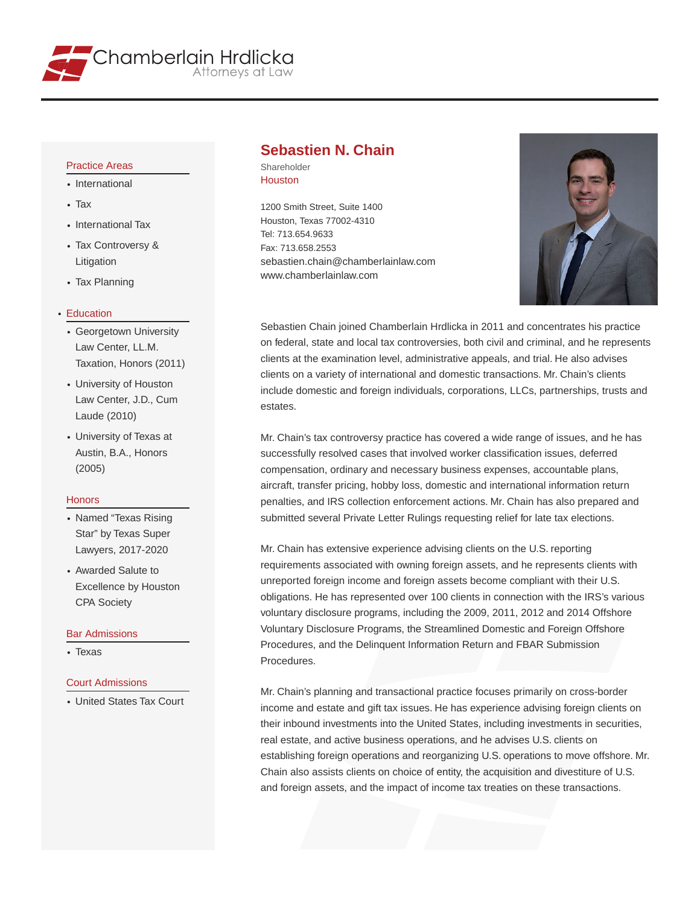Chamberlain Hrdlicka
Attorneys at Law

# Sebastien N. Chain

Shareholder
Houston

1200 Smith Street, Suite 1400
Houston, Texas 77002-4310
Tel: 713.654.9633
Fax: 713.658.2553
sebastien.chain@chamberlainlaw.com
www.chamberlainlaw.com

Sebastien Chain joined Chamberlain Hrdlicka in 2011 and concentrates his practice on federal, state and local tax controversies, both civil and criminal, and he represents clients at the examination level, administrative appeals, and trial. He also advises clients on a variety of international and domestic transactions. Mr. Chain's clients include domestic and foreign individuals, corporations, LLCs, partnerships, trusts and estates.

Mr. Chain's tax controversy practice has covered a wide range of issues, and he has successfully resolved cases that involved worker classification issues, deferred compensation, ordinary and necessary business expenses, accountable plans, aircraft, transfer pricing, hobby loss, domestic and international information return penalties, and IRS collection enforcement actions. Mr. Chain has also prepared and submitted several Private Letter Rulings requesting relief for late tax elections.

Mr. Chain has extensive experience advising clients on the U.S. reporting requirements associated with owning foreign assets, and he represents clients with unreported foreign income and foreign assets become compliant with their U.S. obligations. He has represented over 100 clients in connection with the IRS's various voluntary disclosure programs, including the 2009, 2011, 2012 and 2014 Offshore Voluntary Disclosure Programs, the Streamlined Domestic and Foreign Offshore Procedures, and the Delinquent Information Return and FBAR Submission Procedures.

Mr. Chain's planning and transactional practice focuses primarily on cross-border income and estate and gift tax issues. He has experience advising foreign clients on their inbound investments into the United States, including investments in securities, real estate, and active business operations, and he advises U.S. clients on establishing foreign operations and reorganizing U.S. operations to move offshore. Mr. Chain also assists clients on choice of entity, the acquisition and divestiture of U.S. and foreign assets, and the impact of income tax treaties on these transactions.

## Practice Areas

- International
- Tax
- International Tax
- Tax Controversy & Litigation
- Tax Planning

## Education

- Georgetown University Law Center, LL.M. Taxation, Honors (2011)
- University of Houston Law Center, J.D., Cum Laude (2010)
- University of Texas at Austin, B.A., Honors (2005)

## Honors

- Named "Texas Rising Star" by Texas Super Lawyers, 2017-2020
- Awarded Salute to Excellence by Houston CPA Society

## Bar Admissions

- Texas

## Court Admissions

- United States Tax Court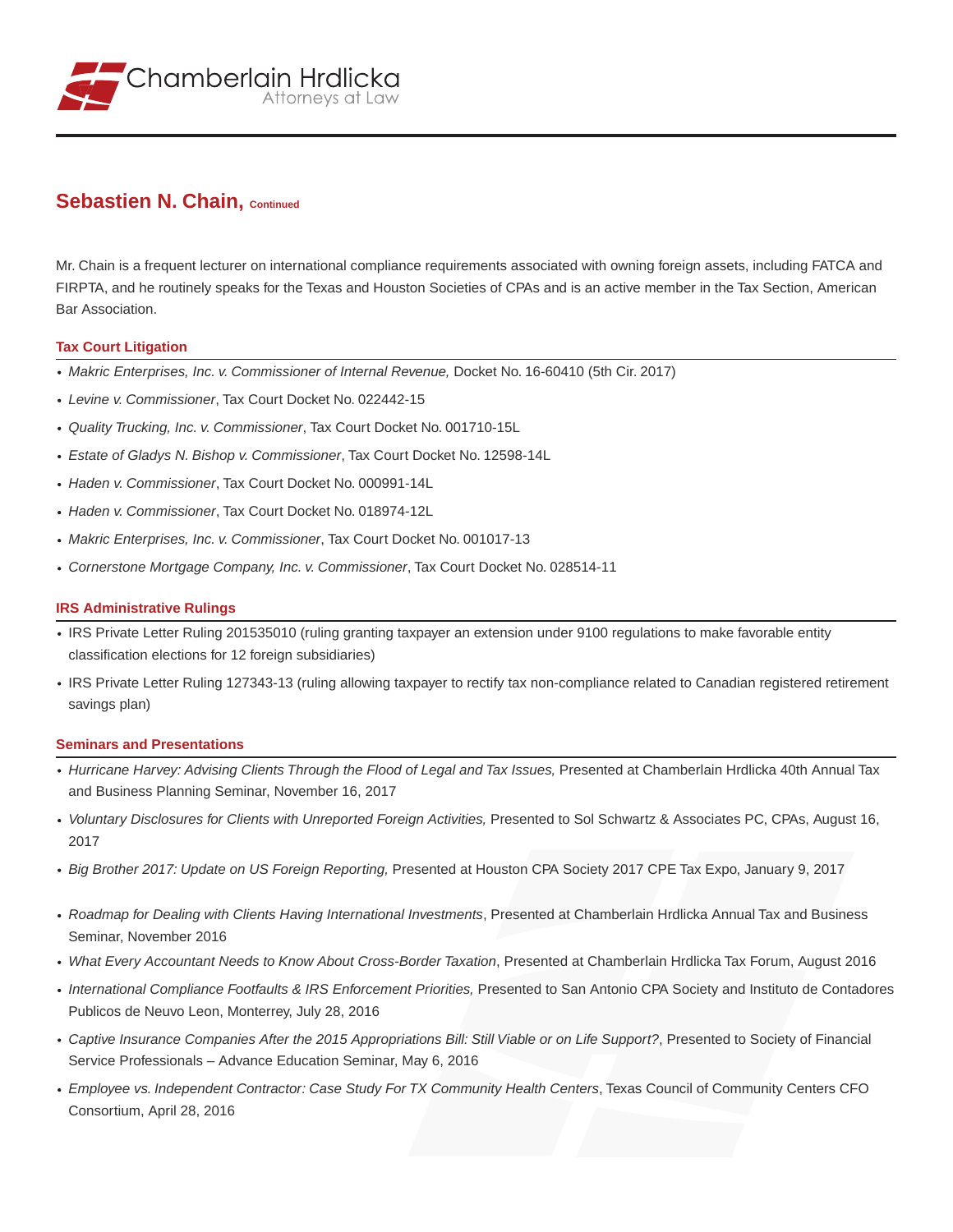## Sebastien N. Chain, Continued

Mr. Chain is a frequent lecturer on international compliance requirements associated with owning foreign assets, including FATCA and FIRPTA, and he routinely speaks for the Texas and Houston Societies of CPAs and is an active member in the Tax Section, American Bar Association.

### Tax Court Litigation

- *Makric Enterprises, Inc. v. Commissioner of Internal Revenue,* Docket No. 16-60410 (5th Cir. 2017)
- *Levine v. Commissioner*, Tax Court Docket No. 022442-15
- *Quality Trucking, Inc. v. Commissioner*, Tax Court Docket No. 001710-15L
- *Estate of Gladys N. Bishop v. Commissioner*, Tax Court Docket No. 12598-14L
- *Haden v. Commissioner*, Tax Court Docket No. 000991-14L
- *Haden v. Commissioner*, Tax Court Docket No. 018974-12L
- *Makric Enterprises, Inc. v. Commissioner*, Tax Court Docket No. 001017-13
- *Cornerstone Mortgage Company, Inc. v. Commissioner*, Tax Court Docket No. 028514-11

### IRS Administrative Rulings

- IRS Private Letter Ruling 201535010 (ruling granting taxpayer an extension under 9100 regulations to make favorable entity classification elections for 12 foreign subsidiaries)
- IRS Private Letter Ruling 127343-13 (ruling allowing taxpayer to rectify tax non-compliance related to Canadian registered retirement savings plan)

### Seminars and Presentations

- *Hurricane Harvey: Advising Clients Through the Flood of Legal and Tax Issues,* Presented at Chamberlain Hrdlicka 40th Annual Tax and Business Planning Seminar, November 16, 2017
- *Voluntary Disclosures for Clients with Unreported Foreign Activities,* Presented to Sol Schwartz & Associates PC, CPAs, August 16, 2017
- *Big Brother 2017: Update on US Foreign Reporting,* Presented at Houston CPA Society 2017 CPE Tax Expo, January 9, 2017
- *Roadmap for Dealing with Clients Having International Investments*, Presented at Chamberlain Hrdlicka Annual Tax and Business Seminar, November 2016
- *What Every Accountant Needs to Know About Cross-Border Taxation*, Presented at Chamberlain Hrdlicka Tax Forum, August 2016
- *International Compliance Footfaults & IRS Enforcement Priorities,* Presented to San Antonio CPA Society and Instituto de Contadores Publicos de Neuvo Leon, Monterrey, July 28, 2016
- *Captive Insurance Companies After the 2015 Appropriations Bill: Still Viable or on Life Support?*, Presented to Society of Financial Service Professionals – Advance Education Seminar, May 6, 2016
- *Employee vs. Independent Contractor: Case Study For TX Community Health Centers*, Texas Council of Community Centers CFO Consortium, April 28, 2016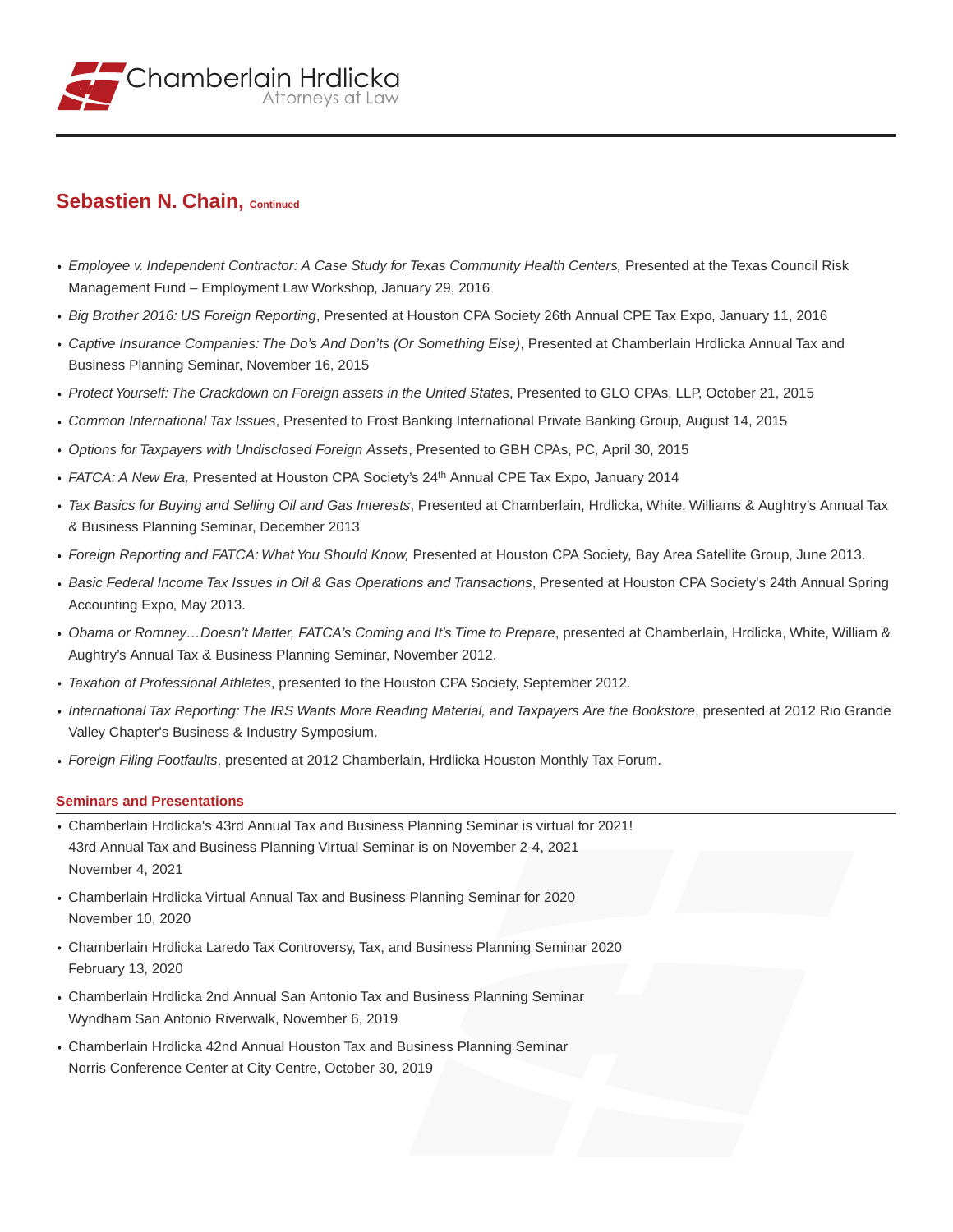## Sebastien N. Chain, Continued

- *Employee v. Independent Contractor: A Case Study for Texas Community Health Centers,* Presented at the Texas Council Risk Management Fund – Employment Law Workshop, January 29, 2016
- *Big Brother 2016: US Foreign Reporting*, Presented at Houston CPA Society 26th Annual CPE Tax Expo, January 11, 2016
- *Captive Insurance Companies: The Do's And Don'ts (Or Something Else)*, Presented at Chamberlain Hrdlicka Annual Tax and Business Planning Seminar, November 16, 2015
- *Protect Yourself: The Crackdown on Foreign assets in the United States*, Presented to GLO CPAs, LLP, October 21, 2015
- *Common International Tax Issues*, Presented to Frost Banking International Private Banking Group, August 14, 2015
- *Options for Taxpayers with Undisclosed Foreign Assets*, Presented to GBH CPAs, PC, April 30, 2015
- *FATCA: A New Era,* Presented at Houston CPA Society's 24th Annual CPE Tax Expo, January 2014
- *Tax Basics for Buying and Selling Oil and Gas Interests*, Presented at Chamberlain, Hrdlicka, White, Williams & Aughtry's Annual Tax & Business Planning Seminar, December 2013
- *Foreign Reporting and FATCA: What You Should Know,* Presented at Houston CPA Society, Bay Area Satellite Group, June 2013.
- *Basic Federal Income Tax Issues in Oil & Gas Operations and Transactions*, Presented at Houston CPA Society's 24th Annual Spring Accounting Expo, May 2013.
- *Obama or Romney…Doesn't Matter, FATCA's Coming and It's Time to Prepare*, presented at Chamberlain, Hrdlicka, White, William & Aughtry's Annual Tax & Business Planning Seminar, November 2012.
- *Taxation of Professional Athletes*, presented to the Houston CPA Society, September 2012.
- *International Tax Reporting: The IRS Wants More Reading Material, and Taxpayers Are the Bookstore*, presented at 2012 Rio Grande Valley Chapter's Business & Industry Symposium.
- *Foreign Filing Footfaults*, presented at 2012 Chamberlain, Hrdlicka Houston Monthly Tax Forum.

### Seminars and Presentations

- Chamberlain Hrdlicka's 43rd Annual Tax and Business Planning Seminar is virtual for 2021!
  43rd Annual Tax and Business Planning Virtual Seminar is on November 2-4, 2021
  November 4, 2021
- Chamberlain Hrdlicka Virtual Annual Tax and Business Planning Seminar for 2020
  November 10, 2020
- Chamberlain Hrdlicka Laredo Tax Controversy, Tax, and Business Planning Seminar 2020
  February 13, 2020
- Chamberlain Hrdlicka 2nd Annual San Antonio Tax and Business Planning Seminar
  Wyndham San Antonio Riverwalk, November 6, 2019
- Chamberlain Hrdlicka 42nd Annual Houston Tax and Business Planning Seminar
  Norris Conference Center at City Centre, October 30, 2019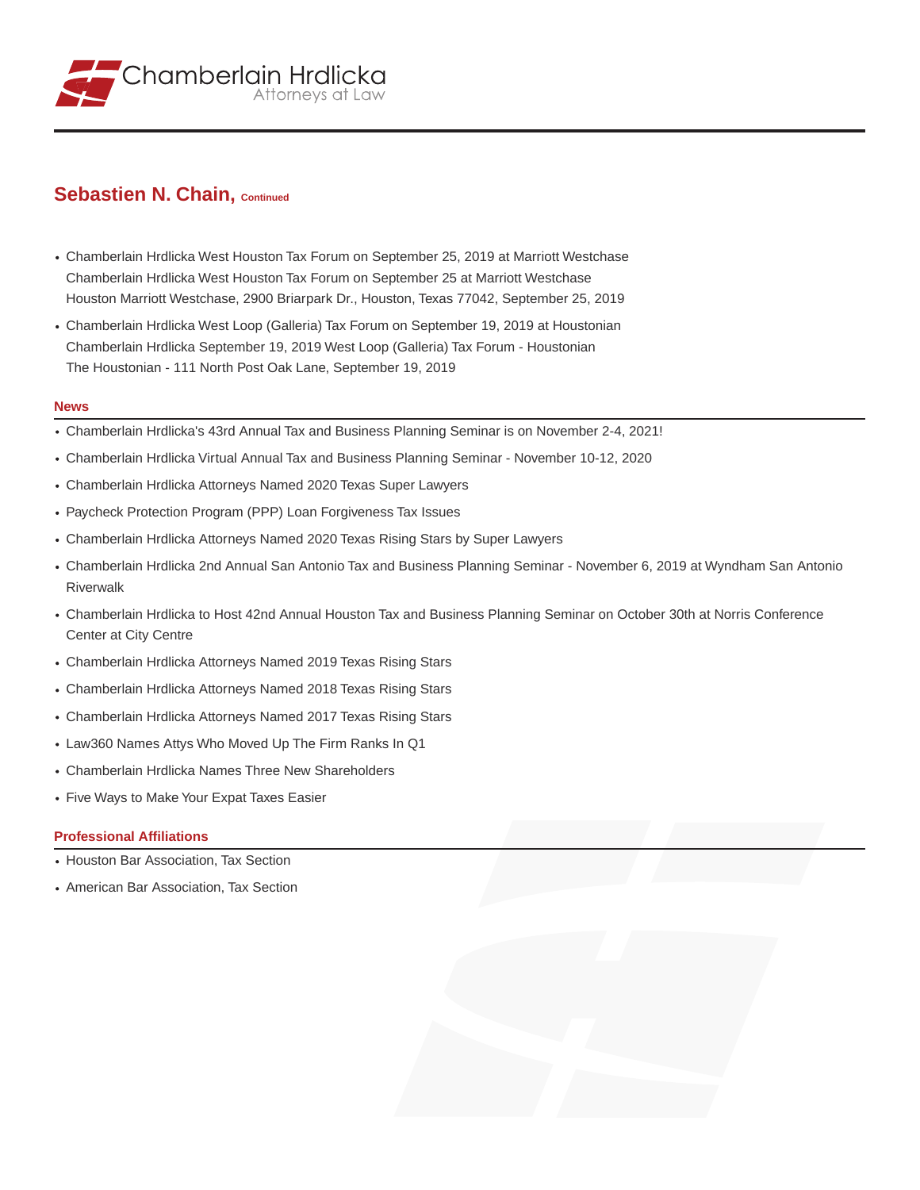## Sebastien N. Chain, Continued

- Chamberlain Hrdlicka West Houston Tax Forum on September 25, 2019 at Marriott Westchase
  Chamberlain Hrdlicka West Houston Tax Forum on September 25 at Marriott Westchase
  Houston Marriott Westchase, 2900 Briarpark Dr., Houston, Texas 77042, September 25, 2019
- Chamberlain Hrdlicka West Loop (Galleria) Tax Forum on September 19, 2019 at Houstonian
  Chamberlain Hrdlicka September 19, 2019 West Loop (Galleria) Tax Forum - Houstonian
  The Houstonian - 111 North Post Oak Lane, September 19, 2019

### News

- Chamberlain Hrdlicka's 43rd Annual Tax and Business Planning Seminar is on November 2-4, 2021!
- Chamberlain Hrdlicka Virtual Annual Tax and Business Planning Seminar - November 10-12, 2020
- Chamberlain Hrdlicka Attorneys Named 2020 Texas Super Lawyers
- Paycheck Protection Program (PPP) Loan Forgiveness Tax Issues
- Chamberlain Hrdlicka Attorneys Named 2020 Texas Rising Stars by Super Lawyers
- Chamberlain Hrdlicka 2nd Annual San Antonio Tax and Business Planning Seminar - November 6, 2019 at Wyndham San Antonio Riverwalk
- Chamberlain Hrdlicka to Host 42nd Annual Houston Tax and Business Planning Seminar on October 30th at Norris Conference Center at City Centre
- Chamberlain Hrdlicka Attorneys Named 2019 Texas Rising Stars
- Chamberlain Hrdlicka Attorneys Named 2018 Texas Rising Stars
- Chamberlain Hrdlicka Attorneys Named 2017 Texas Rising Stars
- Law360 Names Attys Who Moved Up The Firm Ranks In Q1
- Chamberlain Hrdlicka Names Three New Shareholders
- Five Ways to Make Your Expat Taxes Easier

### Professional Affiliations

- Houston Bar Association, Tax Section
- American Bar Association, Tax Section